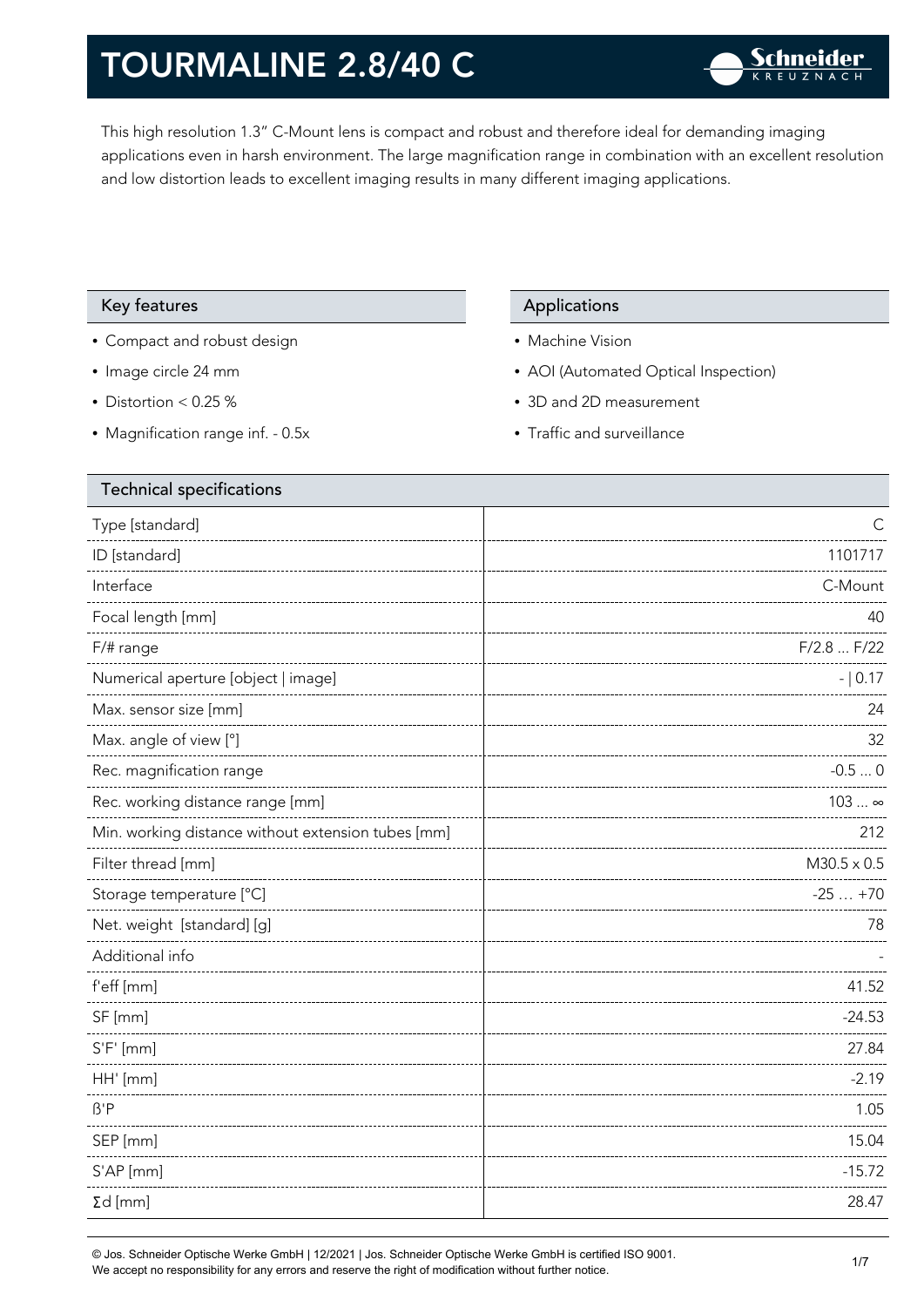# TOURMALINE 2.8/40 C

This high resolution 1.3" C-Mount lens is compact and robust and therefore ideal for demanding imaging applications even in harsh environment. The large magnification range in combination with an excellent resolution and low distortion leads to excellent imaging results in many different imaging applications.

## Key features

- Compact and robust design
- Image circle 24 mm
- Distortion < 0.25 %
- Magnification range inf. - 0.5x

## Applications

- Machine Vision
- AOI (Automated Optical Inspection)
- 3D and 2D measurement
- Traffic and surveillance

## Technical specifications

| Parameter | Value |
|---|---|
| Type [standard] | C |
| ID [standard] | 1101717 |
| Interface | C-Mount |
| Focal length [mm] | 40 |
| F/# range | F/2.8 ... F/22 |
| Numerical aperture [object \| image] | - \| 0.17 |
| Max. sensor size [mm] | 24 |
| Max. angle of view [°] | 32 |
| Rec. magnification range | -0.5 ... 0 |
| Rec. working distance range [mm] | 103 ... ∞ |
| Min. working distance without extension tubes [mm] | 212 |
| Filter thread [mm] | M30.5 x 0.5 |
| Storage temperature [°C] | -25 … +70 |
| Net. weight [standard] [g] | 78 |
| Additional info | - |
| f'eff [mm] | 41.52 |
| SF [mm] | -24.53 |
| S'F' [mm] | 27.84 |
| HH' [mm] | -2.19 |
| ß'P | 1.05 |
| SEP [mm] | 15.04 |
| S'AP [mm] | -15.72 |
| Σd [mm] | 28.47 |

© Jos. Schneider Optische Werke GmbH | 12/2021 | Jos. Schneider Optische Werke GmbH is certified ISO 9001.
We accept no responsibility for any errors and reserve the right of modification without further notice.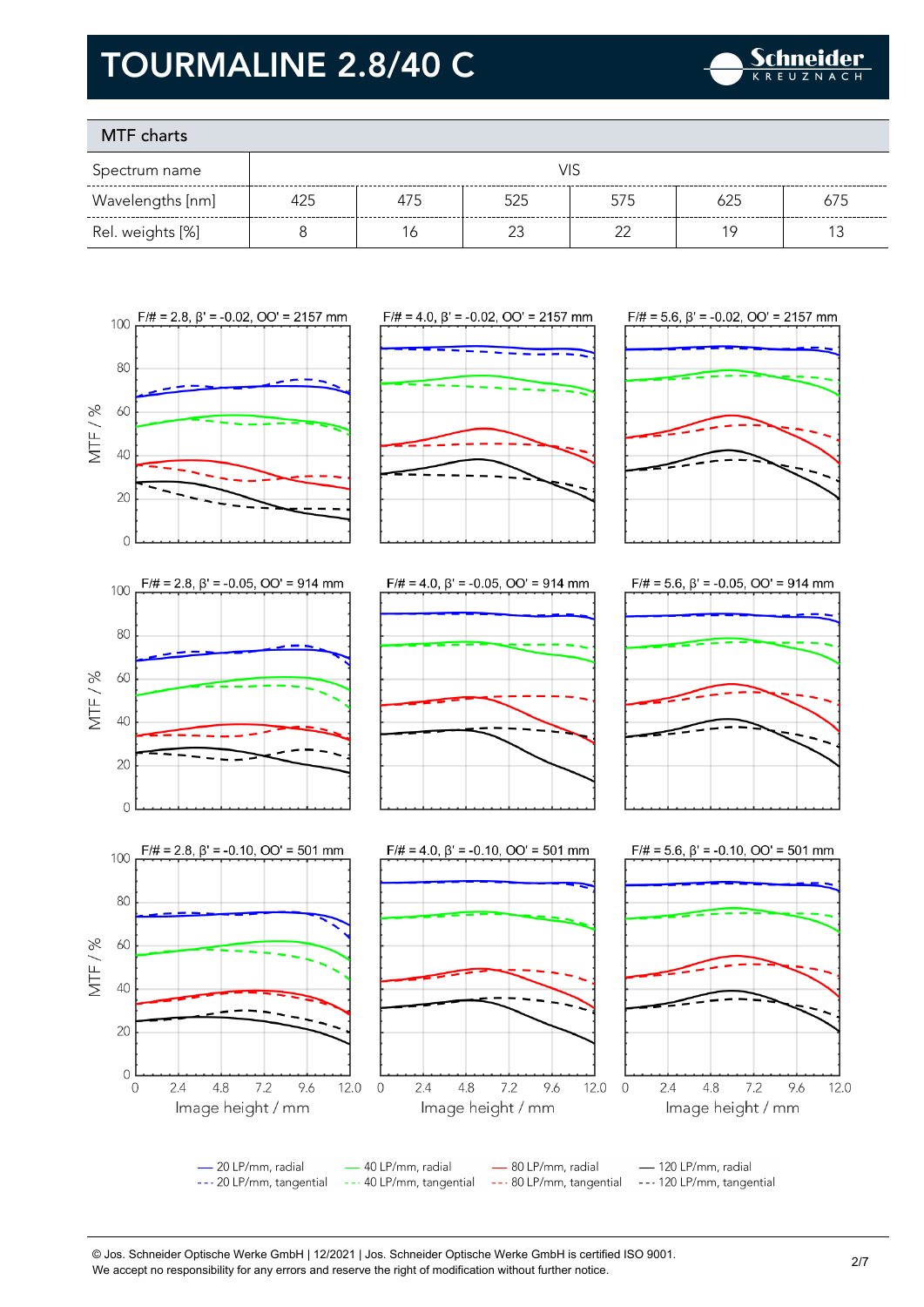# TOURMALINE 2.8/40 C

## MTF charts

| Spectrum name | VIS | | | | | |
|---|---|---|---|---|---|---|
| Wavelengths [nm] | 425 | 475 | 525 | 575 | 625 | 675 |
| Rel. weights [%] | 8 | 16 | 23 | 22 | 19 | 13 |

F/# = 2.8, β' = -0.02, OO' = 2157 mm

F/# = 4.0, β' = -0.02, OO' = 2157 mm

F/# = 5.6, β' = -0.02, OO' = 2157 mm

F/# = 2.8, β' = -0.05, OO' = 914 mm

F/# = 4.0, β' = -0.05, OO' = 914 mm

F/# = 5.6, β' = -0.05, OO' = 914 mm

F/# = 2.8, β' = -0.10, OO' = 501 mm

F/# = 4.0, β' = -0.10, OO' = 501 mm

F/# = 5.6, β' = -0.10, OO' = 501 mm

MTF / %

Image height / mm

— 20 LP/mm, radial
--- 20 LP/mm, tangential
— 40 LP/mm, radial
--- 40 LP/mm, tangential
— 80 LP/mm, radial
--- 80 LP/mm, tangential
— 120 LP/mm, radial
--- 120 LP/mm, tangential

© Jos. Schneider Optische Werke GmbH | 12/2021 | Jos. Schneider Optische Werke GmbH is certified ISO 9001.
We accept no responsibility for any errors and reserve the right of modification without further notice.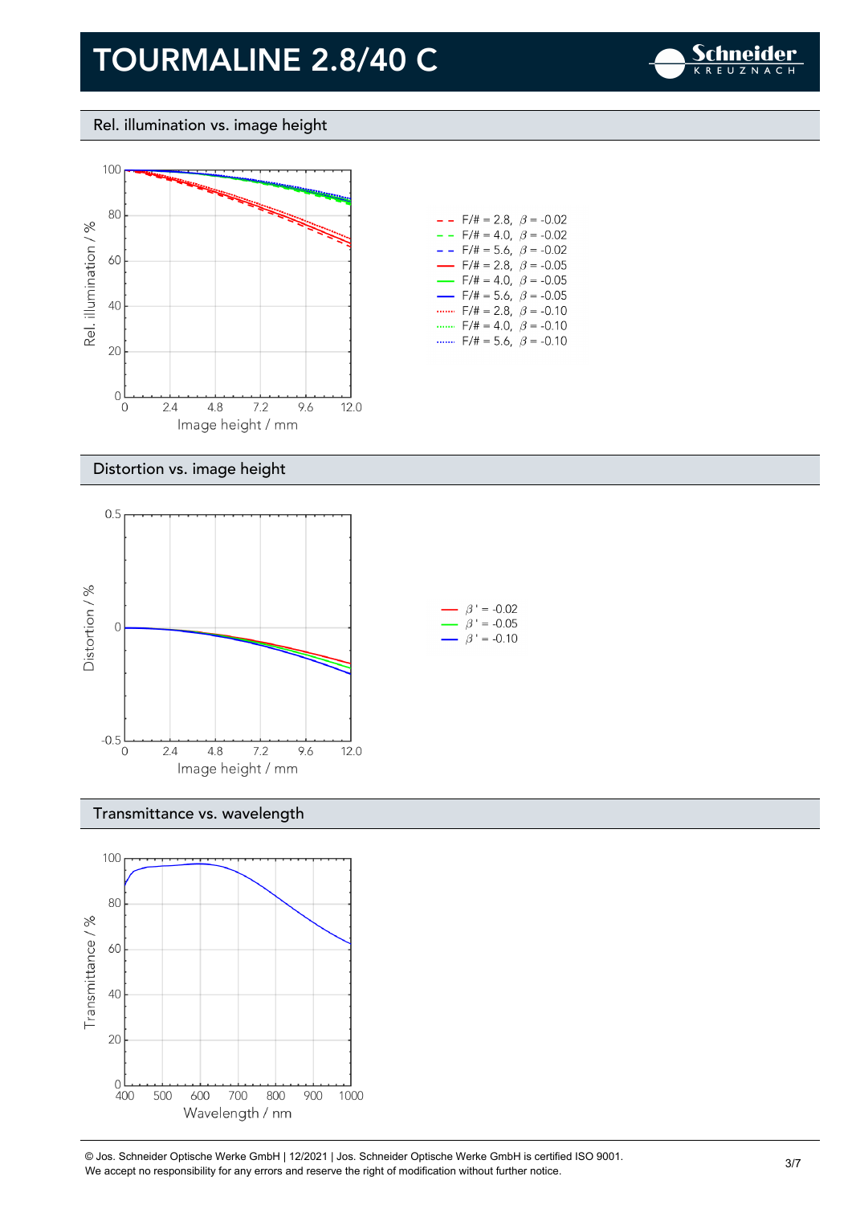# TOURMALINE 2.8/40 C

## Rel. illumination vs. image height

Rel. illumination / %

Image height / mm

- F/# = 2.8, $\beta$ = -0.02
- F/# = 4.0, $\beta$ = -0.02
- F/# = 5.6, $\beta$ = -0.02
- F/# = 2.8, $\beta$ = -0.05
- F/# = 4.0, $\beta$ = -0.05
- F/# = 5.6, $\beta$ = -0.05
- F/# = 2.8, $\beta$ = -0.10
- F/# = 4.0, $\beta$ = -0.10
- F/# = 5.6, $\beta$ = -0.10

## Distortion vs. image height

Distortion / %

Image height / mm

- $\beta'$ = -0.02
- $\beta'$ = -0.05
- $\beta'$ = -0.10

## Transmittance vs. wavelength

Transmittance / %

Wavelength / nm

© Jos. Schneider Optische Werke GmbH | 12/2021 | Jos. Schneider Optische Werke GmbH is certified ISO 9001.
We accept no responsibility for any errors and reserve the right of modification without further notice.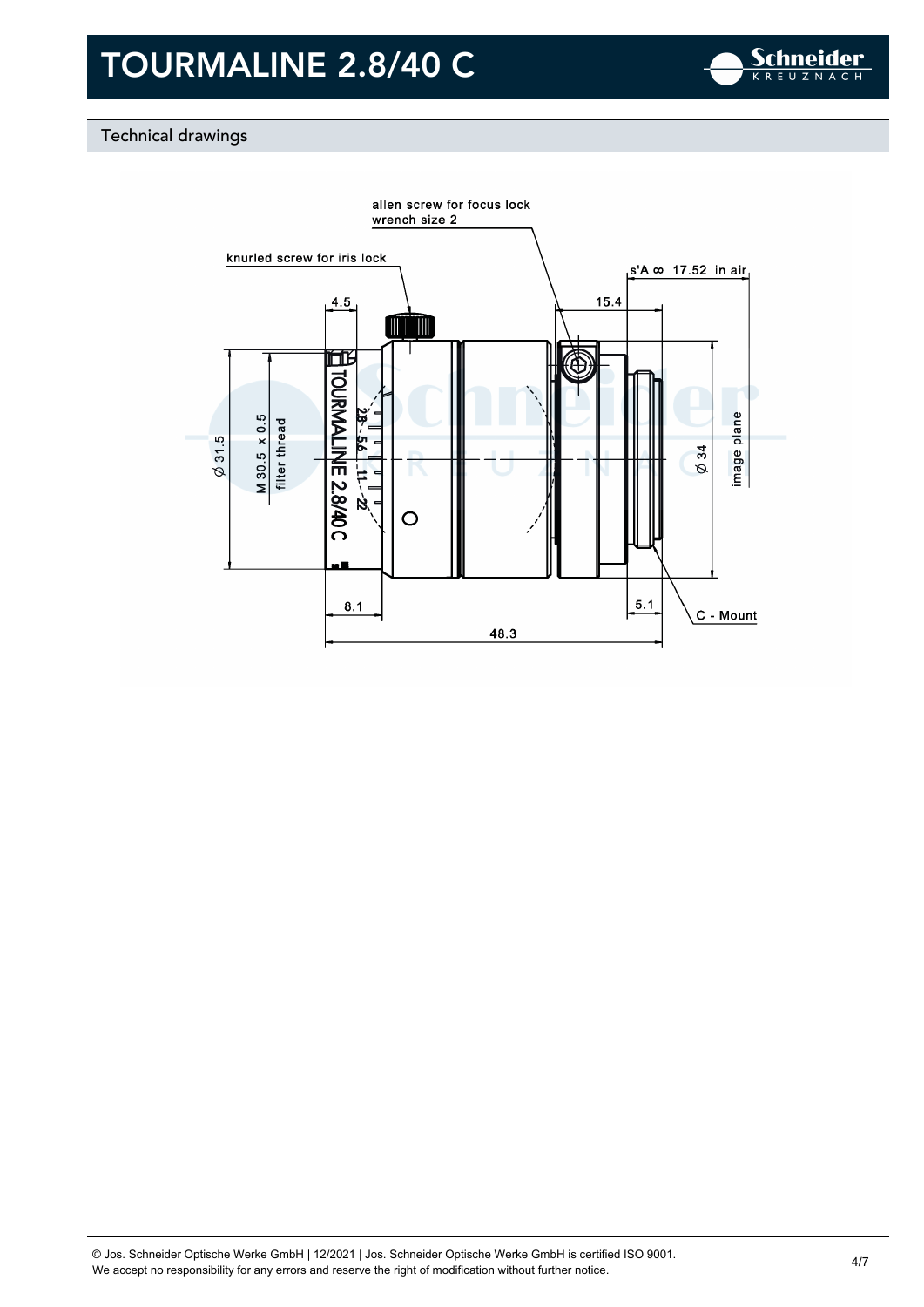# TOURMALINE 2.8/40 C

## Technical drawings

allen screw for focus lock
wrench size 2

knurled screw for iris lock

s'A ∞ 17.52 in air

4.5

15.4

Ø 31.5

M 30.5 x 0.5
filter thread

TOURMALINE 2.8/40 C

2.8 5.6 11 22

Ø 34

image plane

8.1

5.1

C - Mount

48.3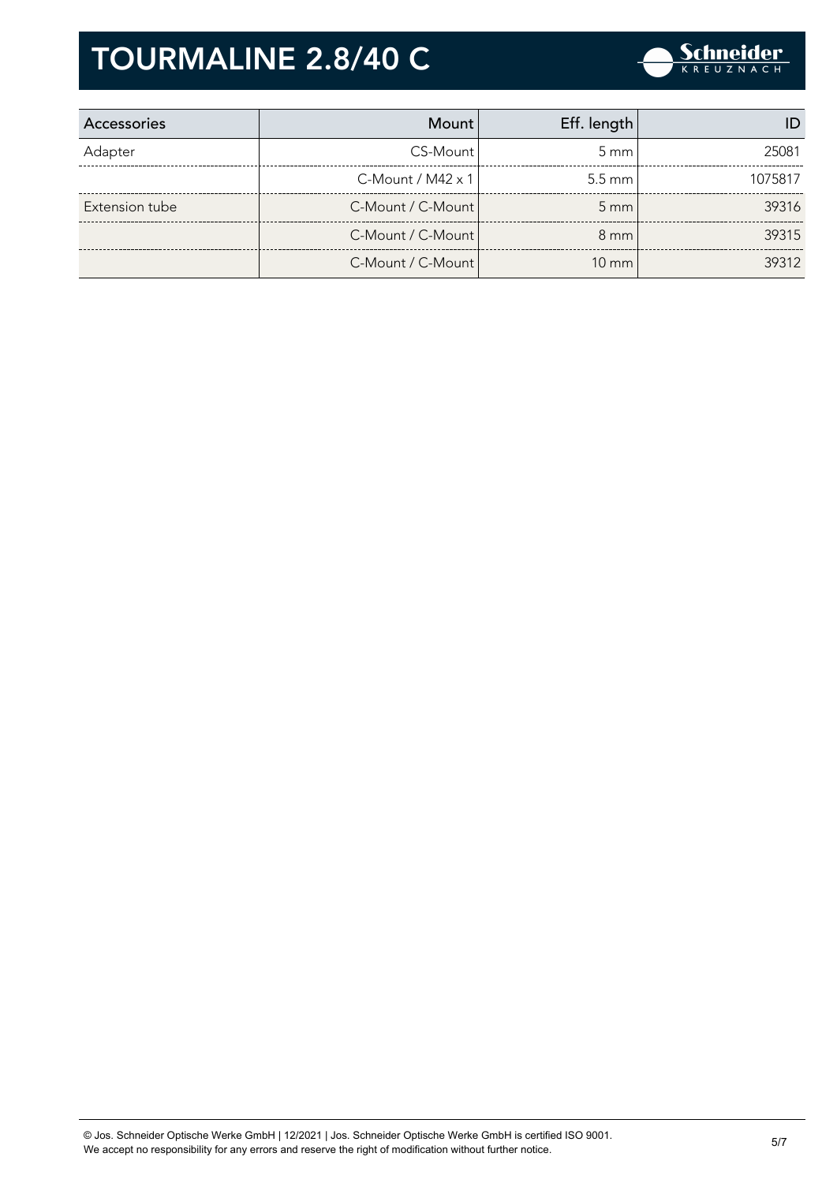# TOURMALINE 2.8/40 C

| Accessories | Mount | Eff. length | ID |
|---|---|---|---|
| Adapter | CS-Mount | 5 mm | 25081 |
| | C-Mount / M42 x 1 | 5.5 mm | 1075817 |
| Extension tube | C-Mount / C-Mount | 5 mm | 39316 |
| | C-Mount / C-Mount | 8 mm | 39315 |
| | C-Mount / C-Mount | 10 mm | 39312 |

© Jos. Schneider Optische Werke GmbH | 12/2021 | Jos. Schneider Optische Werke GmbH is certified ISO 9001.
We accept no responsibility for any errors and reserve the right of modification without further notice.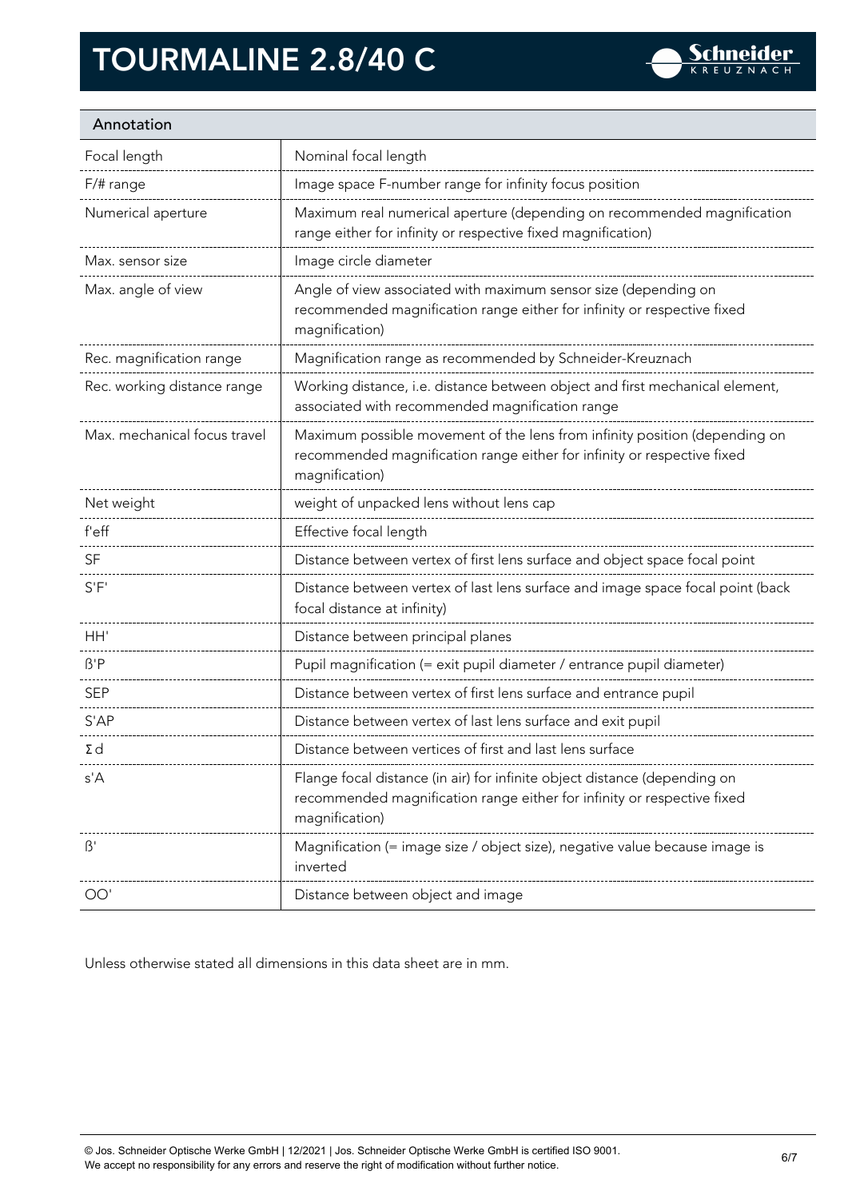# TOURMALINE 2.8/40 C

| Annotation | |
|---|---|
| Focal length | Nominal focal length |
| F/# range | Image space F-number range for infinity focus position |
| Numerical aperture | Maximum real numerical aperture (depending on recommended magnification range either for infinity or respective fixed magnification) |
| Max. sensor size | Image circle diameter |
| Max. angle of view | Angle of view associated with maximum sensor size (depending on recommended magnification range either for infinity or respective fixed magnification) |
| Rec. magnification range | Magnification range as recommended by Schneider-Kreuznach |
| Rec. working distance range | Working distance, i.e. distance between object and first mechanical element, associated with recommended magnification range |
| Max. mechanical focus travel | Maximum possible movement of the lens from infinity position (depending on recommended magnification range either for infinity or respective fixed magnification) |
| Net weight | weight of unpacked lens without lens cap |
| f'eff | Effective focal length |
| SF | Distance between vertex of first lens surface and object space focal point |
| S'F' | Distance between vertex of last lens surface and image space focal point (back focal distance at infinity) |
| HH' | Distance between principal planes |
| ß'P | Pupil magnification (= exit pupil diameter / entrance pupil diameter) |
| SEP | Distance between vertex of first lens surface and entrance pupil |
| S'AP | Distance between vertex of last lens surface and exit pupil |
| Σ d | Distance between vertices of first and last lens surface |
| s'A | Flange focal distance (in air) for infinite object distance (depending on recommended magnification range either for infinity or respective fixed magnification) |
| ß' | Magnification (= image size / object size), negative value because image is inverted |
| OO' | Distance between object and image |

Unless otherwise stated all dimensions in this data sheet are in mm.

© Jos. Schneider Optische Werke GmbH | 12/2021 | Jos. Schneider Optische Werke GmbH is certified ISO 9001.
We accept no responsibility for any errors and reserve the right of modification without further notice.